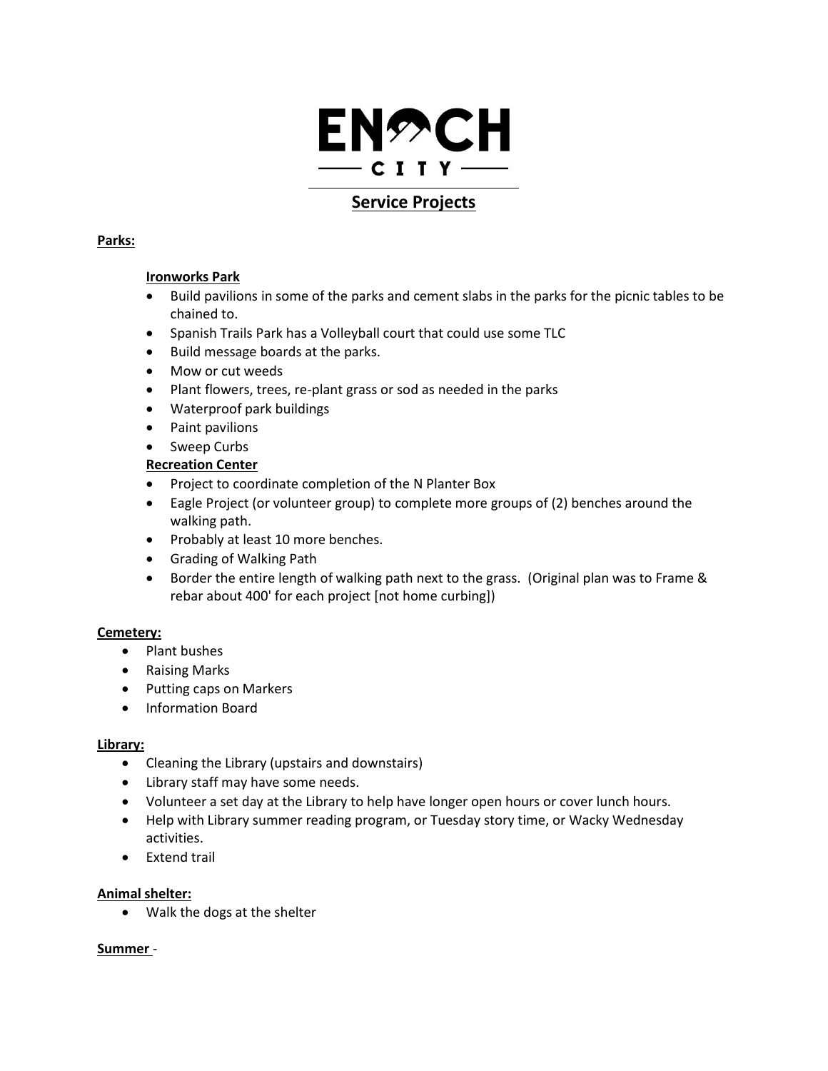# ENOCH CITY

## Service Projects

**Parks:**

**Ironworks Park**

- Build pavilions in some of the parks and cement slabs in the parks for the picnic tables to be chained to.
- Spanish Trails Park has a Volleyball court that could use some TLC
- Build message boards at the parks.
- Mow or cut weeds
- Plant flowers, trees, re-plant grass or sod as needed in the parks
- Waterproof park buildings
- Paint pavilions
- Sweep Curbs

**Recreation Center**

- Project to coordinate completion of the N Planter Box
- Eagle Project (or volunteer group) to complete more groups of (2) benches around the walking path.
- Probably at least 10 more benches.
- Grading of Walking Path
- Border the entire length of walking path next to the grass. (Original plan was to Frame & rebar about 400' for each project [not home curbing])

**Cemetery:**

- Plant bushes
- Raising Marks
- Putting caps on Markers
- Information Board

**Library:**

- Cleaning the Library (upstairs and downstairs)
- Library staff may have some needs.
- Volunteer a set day at the Library to help have longer open hours or cover lunch hours.
- Help with Library summer reading program, or Tuesday story time, or Wacky Wednesday activities.
- Extend trail

**Animal shelter:**

- Walk the dogs at the shelter

**Summer** -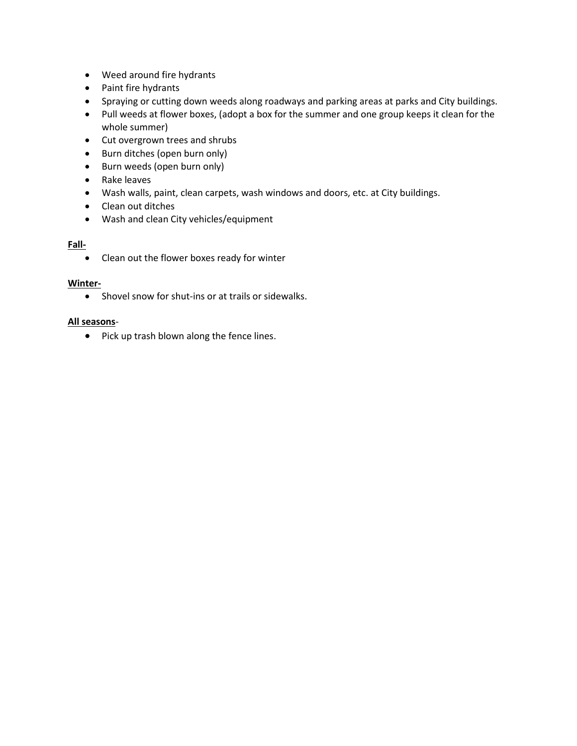- Weed around fire hydrants
- Paint fire hydrants
- Spraying or cutting down weeds along roadways and parking areas at parks and City buildings.
- Pull weeds at flower boxes, (adopt a box for the summer and one group keeps it clean for the whole summer)
- Cut overgrown trees and shrubs
- Burn ditches (open burn only)
- Burn weeds (open burn only)
- Rake leaves
- Wash walls, paint, clean carpets, wash windows and doors, etc. at City buildings.
- Clean out ditches
- Wash and clean City vehicles/equipment

**Fall-**

- Clean out the flower boxes ready for winter

**Winter-**

- Shovel snow for shut-ins or at trails or sidewalks.

**All seasons**-

- Pick up trash blown along the fence lines.